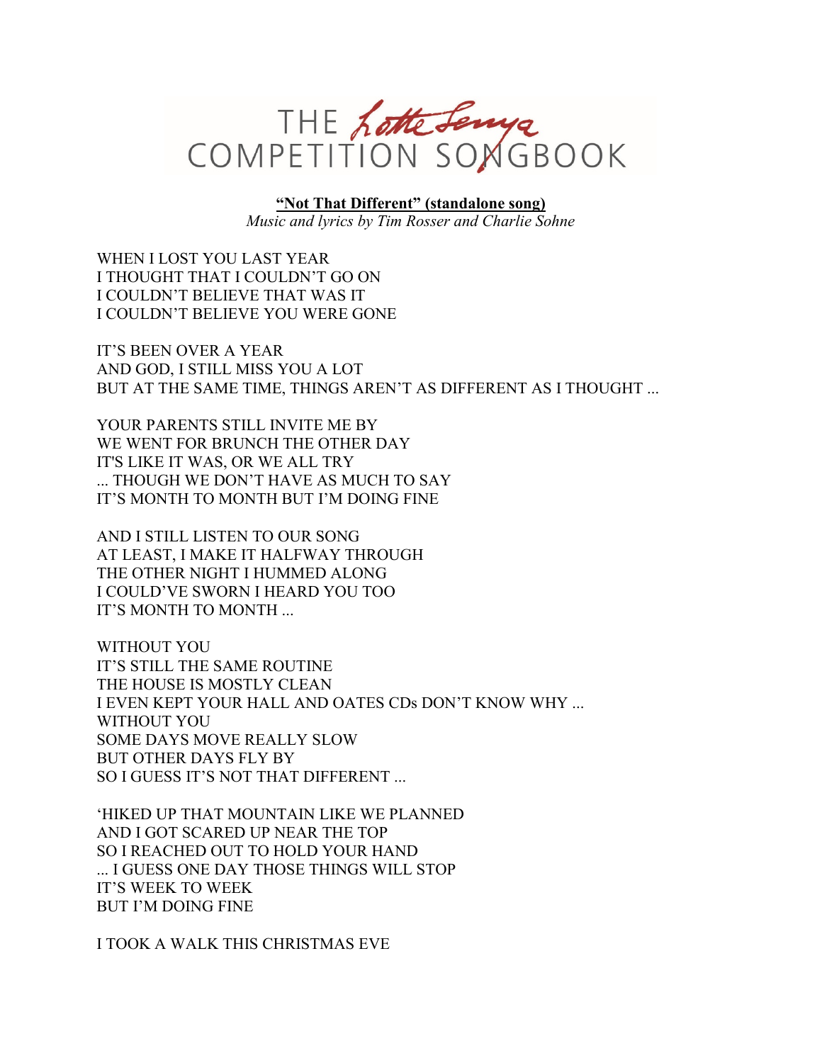# THE Lotte Lenya COMPETITION SONGBOOK

**"Not That Different" (standalone song)**
*Music and lyrics by Tim Rosser and Charlie Sohne*

WHEN I LOST YOU LAST YEAR
I THOUGHT THAT I COULDN'T GO ON
I COULDN'T BELIEVE THAT WAS IT
I COULDN'T BELIEVE YOU WERE GONE

IT'S BEEN OVER A YEAR
AND GOD, I STILL MISS YOU A LOT
BUT AT THE SAME TIME, THINGS AREN'T AS DIFFERENT AS I THOUGHT ...

YOUR PARENTS STILL INVITE ME BY
WE WENT FOR BRUNCH THE OTHER DAY
IT'S LIKE IT WAS, OR WE ALL TRY
... THOUGH WE DON'T HAVE AS MUCH TO SAY
IT'S MONTH TO MONTH BUT I'M DOING FINE

AND I STILL LISTEN TO OUR SONG
AT LEAST, I MAKE IT HALFWAY THROUGH
THE OTHER NIGHT I HUMMED ALONG
I COULD'VE SWORN I HEARD YOU TOO
IT'S MONTH TO MONTH ...

WITHOUT YOU
IT'S STILL THE SAME ROUTINE
THE HOUSE IS MOSTLY CLEAN
I EVEN KEPT YOUR HALL AND OATES CDs DON'T KNOW WHY ...
WITHOUT YOU
SOME DAYS MOVE REALLY SLOW
BUT OTHER DAYS FLY BY
SO I GUESS IT'S NOT THAT DIFFERENT ...

'HIKED UP THAT MOUNTAIN LIKE WE PLANNED
AND I GOT SCARED UP NEAR THE TOP
SO I REACHED OUT TO HOLD YOUR HAND
... I GUESS ONE DAY THOSE THINGS WILL STOP
IT'S WEEK TO WEEK
BUT I'M DOING FINE

I TOOK A WALK THIS CHRISTMAS EVE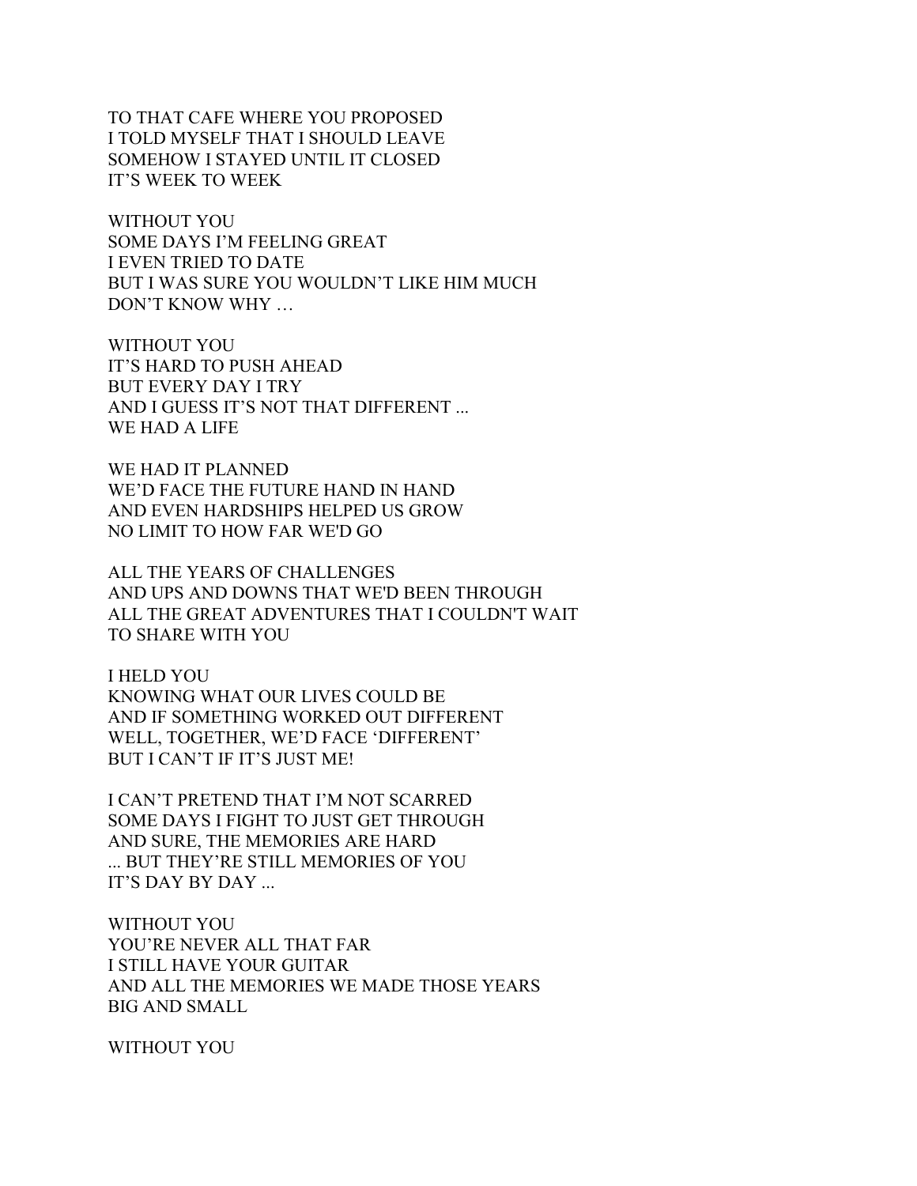TO THAT CAFE WHERE YOU PROPOSED
I TOLD MYSELF THAT I SHOULD LEAVE
SOMEHOW I STAYED UNTIL IT CLOSED
IT'S WEEK TO WEEK

WITHOUT YOU
SOME DAYS I'M FEELING GREAT
I EVEN TRIED TO DATE
BUT I WAS SURE YOU WOULDN'T LIKE HIM MUCH
DON'T KNOW WHY …

WITHOUT YOU
IT'S HARD TO PUSH AHEAD
BUT EVERY DAY I TRY
AND I GUESS IT'S NOT THAT DIFFERENT ...
WE HAD A LIFE

WE HAD IT PLANNED
WE'D FACE THE FUTURE HAND IN HAND
AND EVEN HARDSHIPS HELPED US GROW
NO LIMIT TO HOW FAR WE'D GO

ALL THE YEARS OF CHALLENGES
AND UPS AND DOWNS THAT WE'D BEEN THROUGH
ALL THE GREAT ADVENTURES THAT I COULDN'T WAIT
TO SHARE WITH YOU

I HELD YOU
KNOWING WHAT OUR LIVES COULD BE
AND IF SOMETHING WORKED OUT DIFFERENT
WELL, TOGETHER, WE'D FACE 'DIFFERENT'
BUT I CAN'T IF IT'S JUST ME!

I CAN'T PRETEND THAT I'M NOT SCARRED
SOME DAYS I FIGHT TO JUST GET THROUGH
AND SURE, THE MEMORIES ARE HARD
... BUT THEY'RE STILL MEMORIES OF YOU
IT'S DAY BY DAY ...

WITHOUT YOU
YOU'RE NEVER ALL THAT FAR
I STILL HAVE YOUR GUITAR
AND ALL THE MEMORIES WE MADE THOSE YEARS
BIG AND SMALL

WITHOUT YOU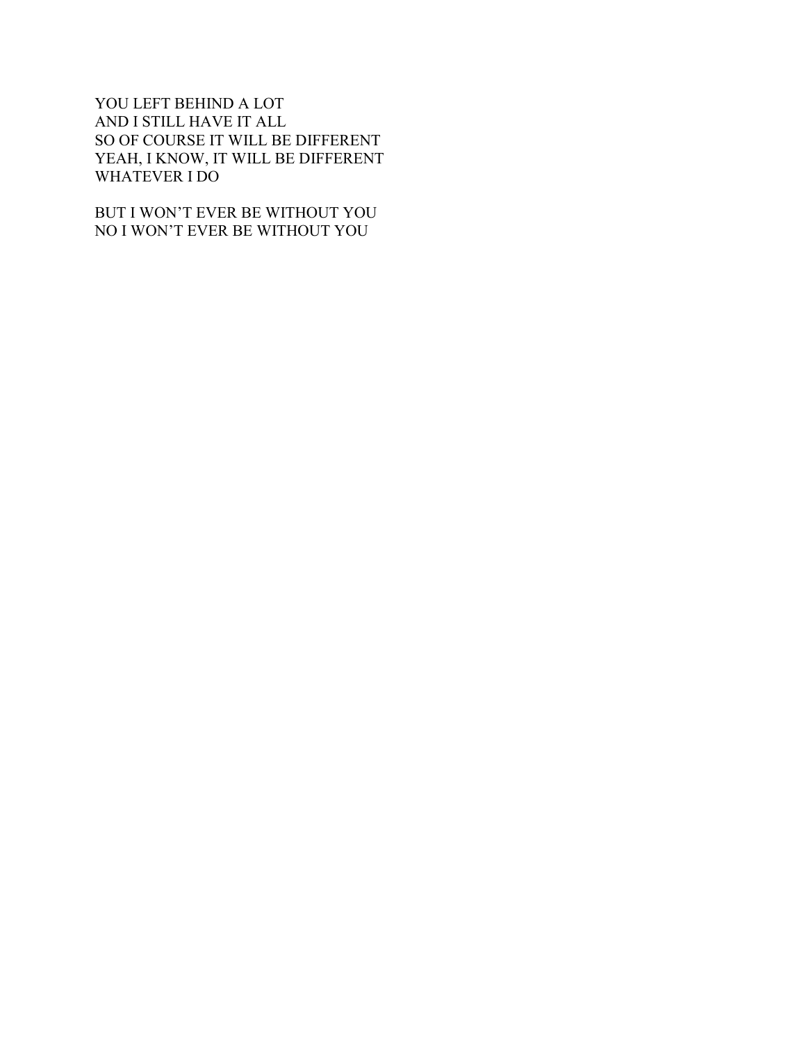YOU LEFT BEHIND A LOT
AND I STILL HAVE IT ALL
SO OF COURSE IT WILL BE DIFFERENT
YEAH, I KNOW, IT WILL BE DIFFERENT
WHATEVER I DO

BUT I WON'T EVER BE WITHOUT YOU
NO I WON'T EVER BE WITHOUT YOU